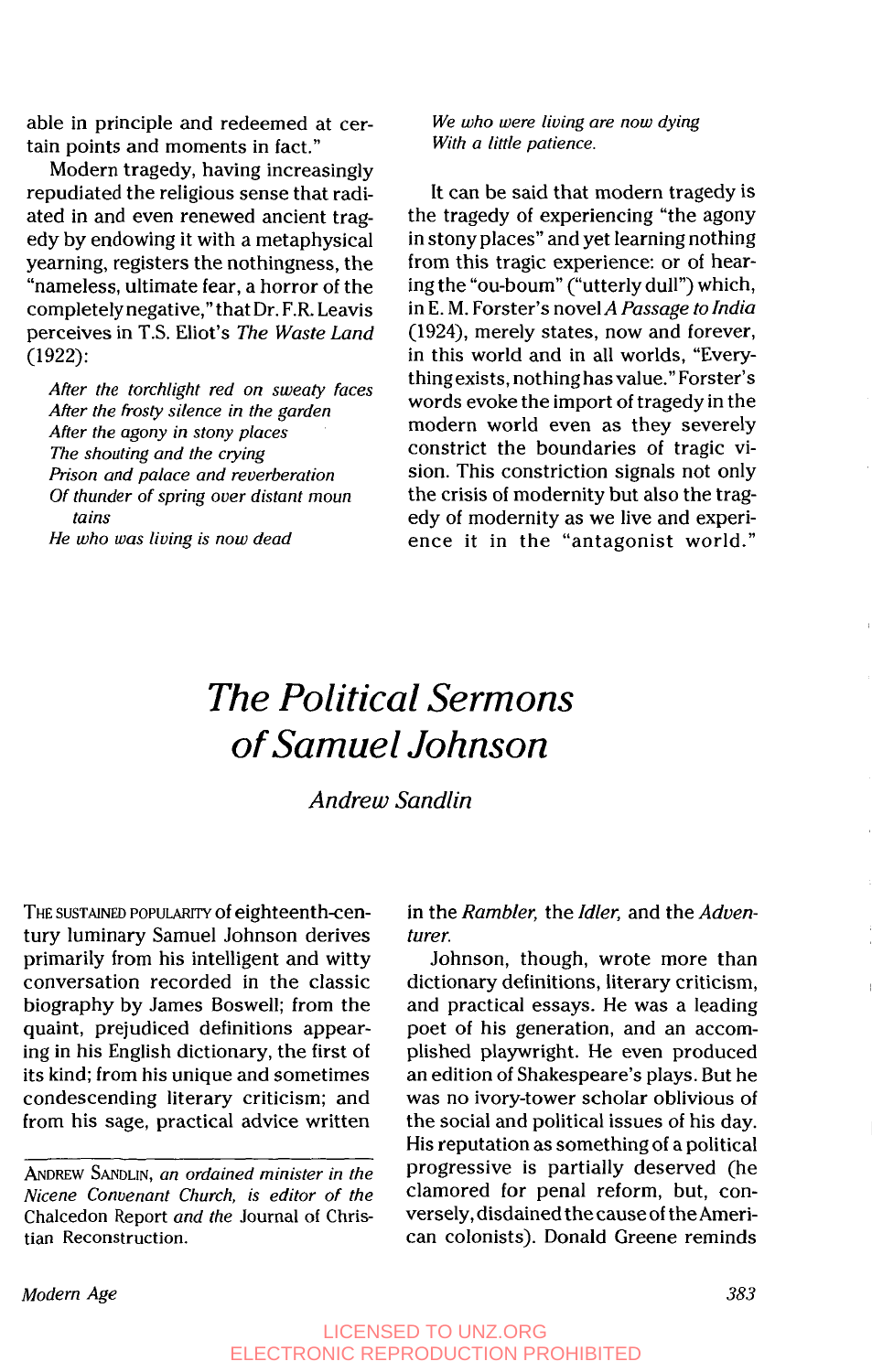able in principle and redeemed at certain points and moments in fact."

Modern tragedy, having increasingly repudiated the religious sense that radiated in and even renewed ancient tragedy by endowing it with a metaphysical yearning, registers the nothingness, the "nameless, ultimate fear, a horror of the completely negative," that Dr. F.R. Leavis perceives in T.S. Eliot's *The Waste Land* (1922):

> *After the torchlight red on sweaty faces*
> *After the frosty silence in the garden*
> *After the agony in stony places*
> *The shouting and the crying*
> *Prison and palace and reverberation*
> *Of thunder of spring over distant mountains*
> *He who was living is now dead*
> *We who were living are now dying*
> *With a little patience.*

It can be said that modern tragedy is the tragedy of experiencing "the agony in stony places" and yet learning nothing from this tragic experience: or of hearing the "ou-boum" ("utterly dull") which, in E. M. Forster's novel *A Passage to India* (1924), merely states, now and forever, in this world and in all worlds, "Everything exists, nothing has value." Forster's words evoke the import of tragedy in the modern world even as they severely constrict the boundaries of tragic vision. This constriction signals not only the crisis of modernity but also the tragedy of modernity as we live and experience it in the "antagonist world."

# The Political Sermons of Samuel Johnson

*Andrew Sandlin*

THE SUSTAINED POPULARITY of eighteenth-century luminary Samuel Johnson derives primarily from his intelligent and witty conversation recorded in the classic biography by James Boswell; from the quaint, prejudiced definitions appearing in his English dictionary, the first of its kind; from his unique and sometimes condescending literary criticism; and from his sage, practical advice written in the *Rambler*, the *Idler*, and the *Adventurer*.

Johnson, though, wrote more than dictionary definitions, literary criticism, and practical essays. He was a leading poet of his generation, and an accomplished playwright. He even produced an edition of Shakespeare's plays. But he was no ivory-tower scholar oblivious of the social and political issues of his day. His reputation as something of a political progressive is partially deserved (he clamored for penal reform, but, conversely, disdained the cause of the American colonists). Donald Greene reminds

---

ANDREW SANDLIN, *an ordained minister in the Nicene Convenant Church, is editor of the* Chalcedon Report *and the* Journal of Christian Reconstruction.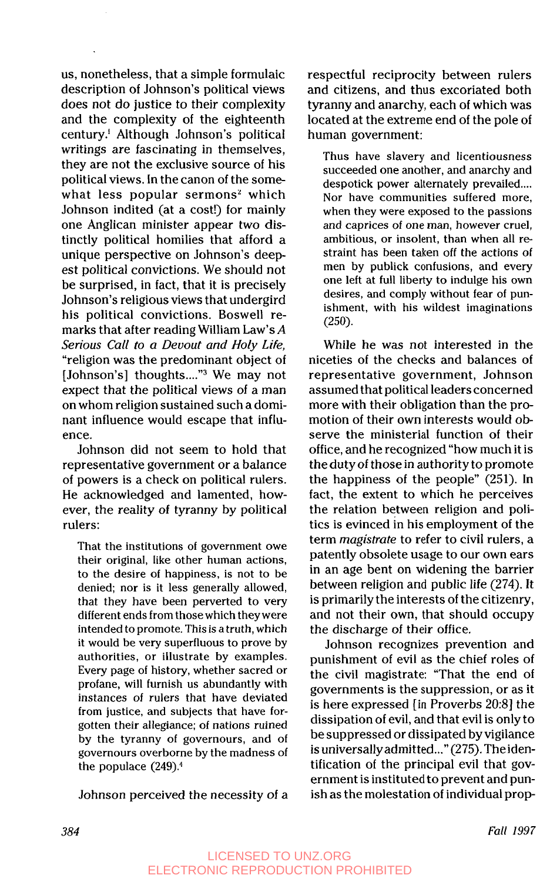us, nonetheless, that a simple formulaic description of Johnson's political views does not do justice to their complexity and the complexity of the eighteenth century.[1] Although Johnson's political writings are fascinating in themselves, they are not the exclusive source of his political views. In the canon of the somewhat less popular sermons[2] which Johnson indited (at a cost!) for mainly one Anglican minister appear two distinctly political homilies that afford a unique perspective on Johnson's deepest political convictions. We should not be surprised, in fact, that it is precisely Johnson's religious views that undergird his political convictions. Boswell remarks that after reading William Law's *A Serious Call to a Devout and Holy Life,* "religion was the predominant object of [Johnson's] thoughts...."[3] We may not expect that the political views of a man on whom religion sustained such a dominant influence would escape that influence.

Johnson did not seem to hold that representative government or a balance of powers is a check on political rulers. He acknowledged and lamented, however, the reality of tyranny by political rulers:

> That the institutions of government owe their original, like other human actions, to the desire of happiness, is not to be denied; nor is it less generally allowed, that they have been perverted to very different ends from those which they were intended to promote. This is a truth, which it would be very superfluous to prove by authorities, or illustrate by examples. Every page of history, whether sacred or profane, will furnish us abundantly with instances of rulers that have deviated from justice, and subjects that have forgotten their allegiance; of nations ruined by the tyranny of governours, and of governours overborne by the madness of the populace (249).[4]

Johnson perceived the necessity of a respectful reciprocity between rulers and citizens, and thus excoriated both tyranny and anarchy, each of which was located at the extreme end of the pole of human government:

> Thus have slavery and licentiousness succeeded one another, and anarchy and despotick power alternately prevailed.... Nor have communities suffered more, when they were exposed to the passions and caprices of one man, however cruel, ambitious, or insolent, than when all restraint has been taken off the actions of men by publick confusions, and every one left at full liberty to indulge his own desires, and comply without fear of punishment, with his wildest imaginations (250).

While he was not interested in the niceties of the checks and balances of representative government, Johnson assumed that political leaders concerned more with their obligation than the promotion of their own interests would observe the ministerial function of their office, and he recognized "how much it is the duty of those in authority to promote the happiness of the people" (251). In fact, the extent to which he perceives the relation between religion and politics is evinced in his employment of the term *magistrate* to refer to civil rulers, a patently obsolete usage to our own ears in an age bent on widening the barrier between religion and public life (274). It is primarily the interests of the citizenry, and not their own, that should occupy the discharge of their office.

Johnson recognizes prevention and punishment of evil as the chief roles of the civil magistrate: "That the end of governments is the suppression, or as it is here expressed [in Proverbs 20:8] the dissipation of evil, and that evil is only to be suppressed or dissipated by vigilance is universally admitted..." (275). The identification of the principal evil that government is instituted to prevent and punish as the molestation of individual prop-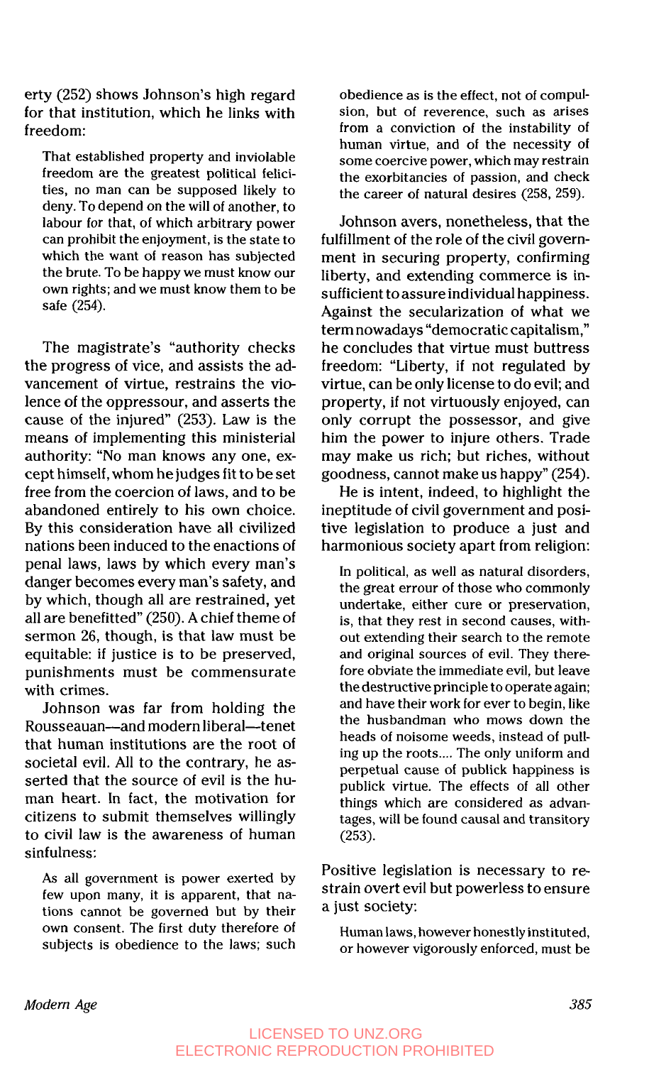erty (252) shows Johnson's high regard for that institution, which he links with freedom:

> That established property and inviolable freedom are the greatest political felicities, no man can be supposed likely to deny. To depend on the will of another, to labour for that, of which arbitrary power can prohibit the enjoyment, is the state to which the want of reason has subjected the brute. To be happy we must know our own rights; and we must know them to be safe (254).

The magistrate's "authority checks the progress of vice, and assists the advancement of virtue, restrains the violence of the oppressour, and asserts the cause of the injured" (253). Law is the means of implementing this ministerial authority: "No man knows any one, except himself, whom he judges fit to be set free from the coercion of laws, and to be abandoned entirely to his own choice. By this consideration have all civilized nations been induced to the enactions of penal laws, laws by which every man's danger becomes every man's safety, and by which, though all are restrained, yet all are benefitted" (250). A chief theme of sermon 26, though, is that law must be equitable: if justice is to be preserved, punishments must be commensurate with crimes.

Johnson was far from holding the Rousseauan—and modern liberal—tenet that human institutions are the root of societal evil. All to the contrary, he asserted that the source of evil is the human heart. In fact, the motivation for citizens to submit themselves willingly to civil law is the awareness of human sinfulness:

> As all government is power exerted by few upon many, it is apparent, that nations cannot be governed but by their own consent. The first duty therefore of subjects is obedience to the laws; such obedience as is the effect, not of compulsion, but of reverence, such as arises from a conviction of the instability of human virtue, and of the necessity of some coercive power, which may restrain the exorbitancies of passion, and check the career of natural desires (258, 259).

Johnson avers, nonetheless, that the fulfillment of the role of the civil government in securing property, confirming liberty, and extending commerce is insufficient to assure individual happiness. Against the secularization of what we term nowadays "democratic capitalism," he concludes that virtue must buttress freedom: "Liberty, if not regulated by virtue, can be only license to do evil; and property, if not virtuously enjoyed, can only corrupt the possessor, and give him the power to injure others. Trade may make us rich; but riches, without goodness, cannot make us happy" (254).

He is intent, indeed, to highlight the ineptitude of civil government and positive legislation to produce a just and harmonious society apart from religion:

> In political, as well as natural disorders, the great errour of those who commonly undertake, either cure or preservation, is, that they rest in second causes, without extending their search to the remote and original sources of evil. They therefore obviate the immediate evil, but leave the destructive principle to operate again; and have their work for ever to begin, like the husbandman who mows down the heads of noisome weeds, instead of pulling up the roots.... The only uniform and perpetual cause of publick happiness is publick virtue. The effects of all other things which are considered as advantages, will be found causal and transitory (253).

Positive legislation is necessary to restrain overt evil but powerless to ensure a just society:

> Human laws, however honestly instituted, or however vigorously enforced, must be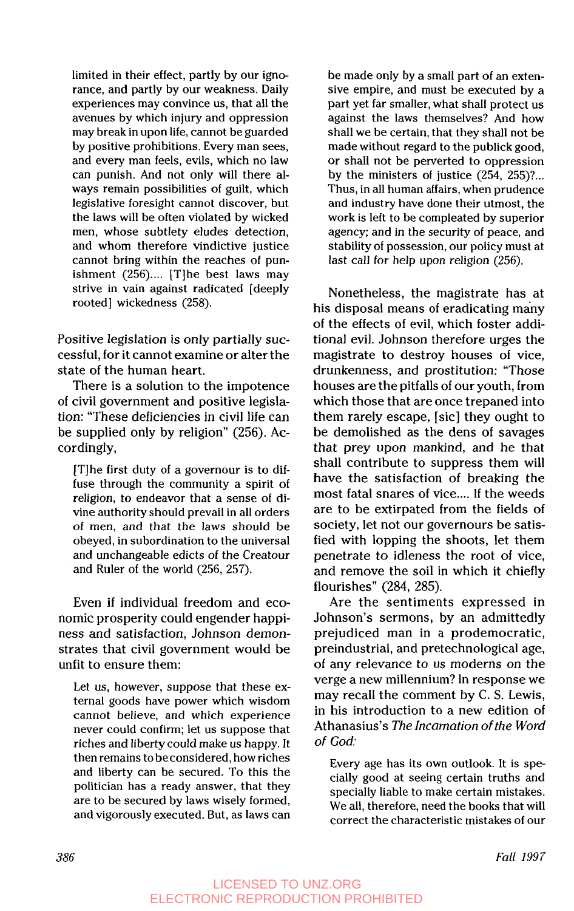limited in their effect, partly by our ignorance, and partly by our weakness. Daily experiences may convince us, that all the avenues by which injury and oppression may break in upon life, cannot be guarded by positive prohibitions. Every man sees, and every man feels, evils, which no law can punish. And not only will there always remain possibilities of guilt, which legislative foresight cannot discover, but the laws will be often violated by wicked men, whose subtlety eludes detection, and whom therefore vindictive justice cannot bring within the reaches of punishment (256).... [T]he best laws may strive in vain against radicated [deeply rooted] wickedness (258).

Positive legislation is only partially successful, for it cannot examine or alter the state of the human heart.

There is a solution to the impotence of civil government and positive legislation: "These deficiencies in civil life can be supplied only by religion" (256). Accordingly,

> [T]he first duty of a governour is to diffuse through the community a spirit of religion, to endeavor that a sense of divine authority should prevail in all orders of men, and that the laws should be obeyed, in subordination to the universal and unchangeable edicts of the Creatour and Ruler of the world (256, 257).

Even if individual freedom and economic prosperity could engender happiness and satisfaction, Johnson demonstrates that civil government would be unfit to ensure them:

> Let us, however, suppose that these external goods have power which wisdom cannot believe, and which experience never could confirm; let us suppose that riches and liberty could make us happy. It then remains to be considered, how riches and liberty can be secured. To this the politician has a ready answer, that they are to be secured by laws wisely formed, and vigorously executed. But, as laws can be made only by a small part of an extensive empire, and must be executed by a part yet far smaller, what shall protect us against the laws themselves? And how shall we be certain, that they shall not be made without regard to the publick good, or shall not be perverted to oppression by the ministers of justice (254, 255)?... Thus, in all human affairs, when prudence and industry have done their utmost, the work is left to be compleated by superior agency; and in the security of peace, and stability of possession, our policy must at last call for help upon religion (256).

Nonetheless, the magistrate has at his disposal means of eradicating many of the effects of evil, which foster additional evil. Johnson therefore urges the magistrate to destroy houses of vice, drunkenness, and prostitution: "Those houses are the pitfalls of our youth, from which those that are once trepaned into them rarely escape, [sic] they ought to be demolished as the dens of savages that prey upon mankind, and he that shall contribute to suppress them will have the satisfaction of breaking the most fatal snares of vice.... If the weeds are to be extirpated from the fields of society, let not our governours be satisfied with lopping the shoots, let them penetrate to idleness the root of vice, and remove the soil in which it chiefly flourishes" (284, 285).

Are the sentiments expressed in Johnson's sermons, by an admittedly prejudiced man in a prodemocratic, preindustrial, and pretechnological age, of any relevance to us moderns on the verge a new millennium? In response we may recall the comment by C. S. Lewis, in his introduction to a new edition of Athanasius's *The Incarnation of the Word of God*:

> Every age has its own outlook. It is specially good at seeing certain truths and specially liable to make certain mistakes. We all, therefore, need the books that will correct the characteristic mistakes of our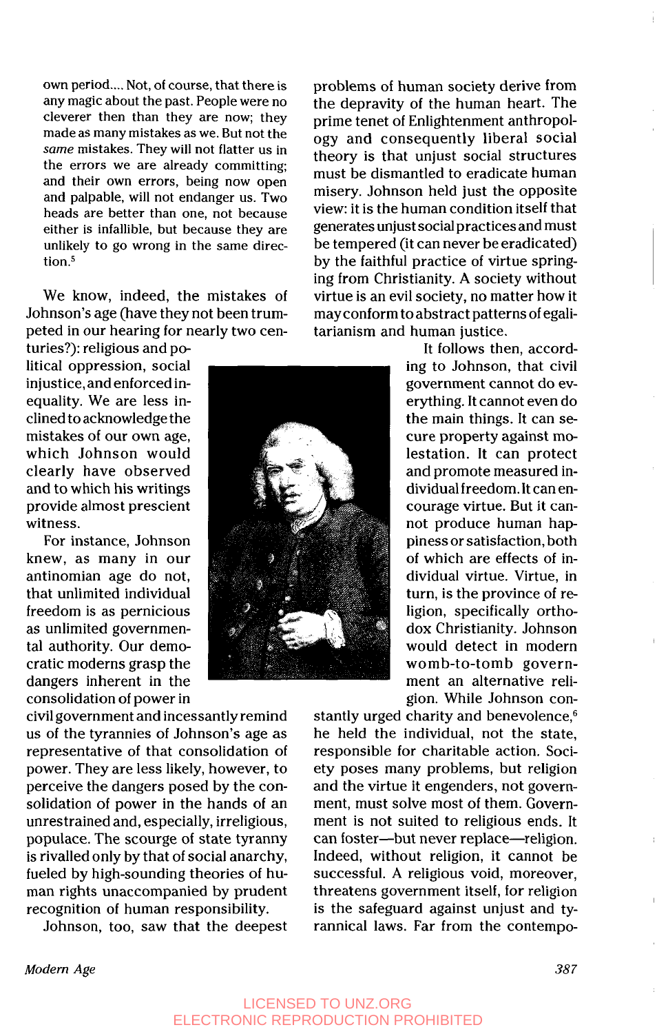own period.... Not, of course, that there is any magic about the past. People were no cleverer then than they are now; they made as many mistakes as we. But not the *same* mistakes. They will not flatter us in the errors we are already committing; and their own errors, being now open and palpable, will not endanger us. Two heads are better than one, not because either is infallible, but because they are unlikely to go wrong in the same direction.[5]

We know, indeed, the mistakes of Johnson's age (have they not been trumpeted in our hearing for nearly two centuries?): religious and political oppression, social injustice, and enforced inequality. We are less inclined to acknowledge the mistakes of our own age, which Johnson would clearly have observed and to which his writings provide almost prescient witness.

For instance, Johnson knew, as many in our antinomian age do not, that unlimited individual freedom is as pernicious as unlimited governmental authority. Our democratic moderns grasp the dangers inherent in the consolidation of power in civil government and incessantly remind us of the tyrannies of Johnson's age as representative of that consolidation of power. They are less likely, however, to perceive the dangers posed by the consolidation of power in the hands of an unrestrained and, especially, irreligious, populace. The scourge of state tyranny is rivalled only by that of social anarchy, fueled by high-sounding theories of human rights unaccompanied by prudent recognition of human responsibility.

Johnson, too, saw that the deepest problems of human society derive from the depravity of the human heart. The prime tenet of Enlightenment anthropology and consequently liberal social theory is that unjust social structures must be dismantled to eradicate human misery. Johnson held just the opposite view: it is the human condition itself that generates unjust social practices and must be tempered (it can never be eradicated) by the faithful practice of virtue springing from Christianity. A society without virtue is an evil society, no matter how it may conform to abstract patterns of egalitarianism and human justice.

It follows then, according to Johnson, that civil government cannot do everything. It cannot even do the main things. It can secure property against molestation. It can protect and promote measured individual freedom. It can encourage virtue. But it cannot produce human happiness or satisfaction, both of which are effects of individual virtue. Virtue, in turn, is the province of religion, specifically orthodox Christianity. Johnson would detect in modern womb-to-tomb government an alternative religion. While Johnson constantly urged charity and benevolence,[6] he held the individual, not the state, responsible for charitable action. Society poses many problems, but religion and the virtue it engenders, not government, must solve most of them. Government is not suited to religious ends. It can foster—but never replace—religion. Indeed, without religion, it cannot be successful. A religious void, moreover, threatens government itself, for religion is the safeguard against unjust and tyrannical laws. Far from the contempo-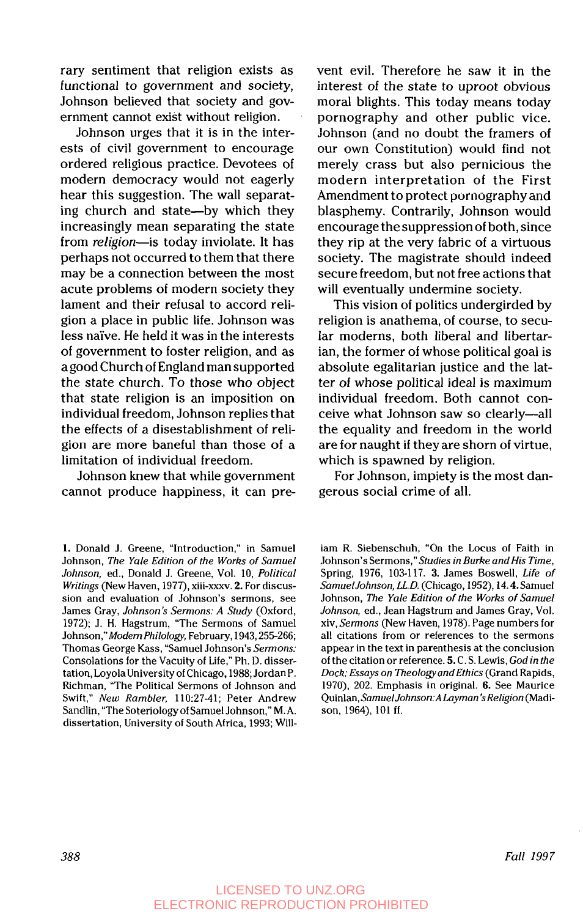rary sentiment that religion exists as functional to government and society, Johnson believed that society and government cannot exist without religion.

Johnson urges that it is in the interests of civil government to encourage ordered religious practice. Devotees of modern democracy would not eagerly hear this suggestion. The wall separating church and state—by which they increasingly mean separating the state from *religion*—is today inviolate. It has perhaps not occurred to them that there may be a connection between the most acute problems of modern society they lament and their refusal to accord religion a place in public life. Johnson was less naïve. He held it was in the interests of government to foster religion, and as a good Church of England man supported the state church. To those who object that state religion is an imposition on individual freedom, Johnson replies that the effects of a disestablishment of religion are more baneful than those of a limitation of individual freedom.

Johnson knew that while government cannot produce happiness, it can prevent evil. Therefore he saw it in the interest of the state to uproot obvious moral blights. This today means today pornography and other public vice. Johnson (and no doubt the framers of our own Constitution) would find not merely crass but also pernicious the modern interpretation of the First Amendment to protect pornography and blasphemy. Contrarily, Johnson would encourage the suppression of both, since they rip at the very fabric of a virtuous society. The magistrate should indeed secure freedom, but not free actions that will eventually undermine society.

This vision of politics undergirded by religion is anathema, of course, to secular moderns, both liberal and libertarian, the former of whose political goal is absolute egalitarian justice and the latter of whose political ideal is maximum individual freedom. Both cannot conceive what Johnson saw so clearly—all the equality and freedom in the world are for naught if they are shorn of virtue, which is spawned by religion.

For Johnson, impiety is the most dangerous social crime of all.

---

**1.** Donald J. Greene, "Introduction," in Samuel Johnson, *The Yale Edition of the Works of Samuel Johnson*, ed., Donald J. Greene, Vol. 10, *Political Writings* (New Haven, 1977), xiii-xxxv. **2.** For discussion and evaluation of Johnson's sermons, see James Gray, *Johnson's Sermons: A Study* (Oxford, 1972); J. H. Hagstrum, "The Sermons of Samuel Johnson," *Modern Philology*, February, 1943, 255-266; Thomas George Kass, "Samuel Johnson's *Sermons*: Consolations for the Vacuity of Life," Ph. D. dissertation, Loyola University of Chicago, 1988; Jordan P. Richman, "The Political Sermons of Johnson and Swift," *New Rambler*, 110:27-41; Peter Andrew Sandlin, "The Soteriology of Samuel Johnson," M. A. dissertation, University of South Africa, 1993; William R. Siebenschuh, "On the Locus of Faith in Johnson's Sermons," *Studies in Burke and His Time*, Spring, 1976, 103-117. **3.** James Boswell, *Life of Samuel Johnson, LL.D.* (Chicago, 1952), 14. **4.** Samuel Johnson, *The Yale Edition of the Works of Samuel Johnson*, ed., Jean Hagstrum and James Gray, Vol. xiv, *Sermons* (New Haven, 1978). Page numbers for all citations from or references to the sermons appear in the text in parenthesis at the conclusion of the citation or reference. **5.** C. S. Lewis, *God in the Dock: Essays on Theology and Ethics* (Grand Rapids, 1970), 202. Emphasis in original. **6.** See Maurice Quinlan, *Samuel Johnson: A Layman's Religion* (Madison, 1964), 101 ff.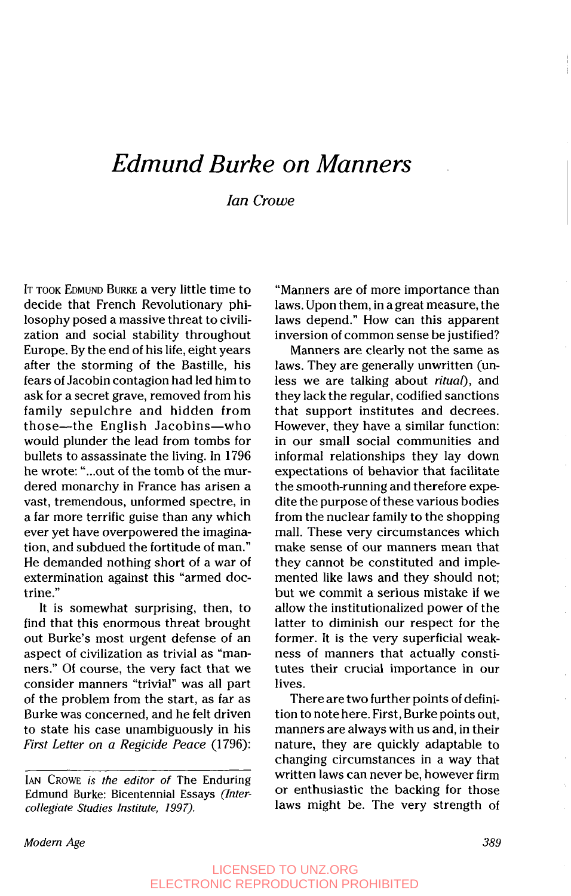# *Edmund Burke on Manners*

*Ian Crowe*

IT TOOK EDMUND BURKE a very little time to decide that French Revolutionary philosophy posed a massive threat to civilization and social stability throughout Europe. By the end of his life, eight years after the storming of the Bastille, his fears of Jacobin contagion had led him to ask for a secret grave, removed from his family sepulchre and hidden from those—the English Jacobins—who would plunder the lead from tombs for bullets to assassinate the living. In 1796 he wrote: "...out of the tomb of the murdered monarchy in France has arisen a vast, tremendous, unformed spectre, in a far more terrific guise than any which ever yet have overpowered the imagination, and subdued the fortitude of man." He demanded nothing short of a war of extermination against this "armed doctrine."

It is somewhat surprising, then, to find that this enormous threat brought out Burke's most urgent defense of an aspect of civilization as trivial as "manners." Of course, the very fact that we consider manners "trivial" was all part of the problem from the start, as far as Burke was concerned, and he felt driven to state his case unambiguously in his *First Letter on a Regicide Peace* (1796): "Manners are of more importance than laws. Upon them, in a great measure, the laws depend." How can this apparent inversion of common sense be justified?

Manners are clearly not the same as laws. They are generally unwritten (unless we are talking about *ritual*), and they lack the regular, codified sanctions that support institutes and decrees. However, they have a similar function: in our small social communities and informal relationships they lay down expectations of behavior that facilitate the smooth-running and therefore expedite the purpose of these various bodies from the nuclear family to the shopping mall. These very circumstances which make sense of our manners mean that they cannot be constituted and implemented like laws and they should not; but we commit a serious mistake if we allow the institutionalized power of the latter to diminish our respect for the former. It is the very superficial weakness of manners that actually constitutes their crucial importance in our lives.

There are two further points of definition to note here. First, Burke points out, manners are always with us and, in their nature, they are quickly adaptable to changing circumstances in a way that written laws can never be, however firm or enthusiastic the backing for those laws might be. The very strength of

IAN CROWE *is the editor of* The Enduring Edmund Burke: Bicentennial Essays *(Intercollegiate Studies Institute, 1997).*